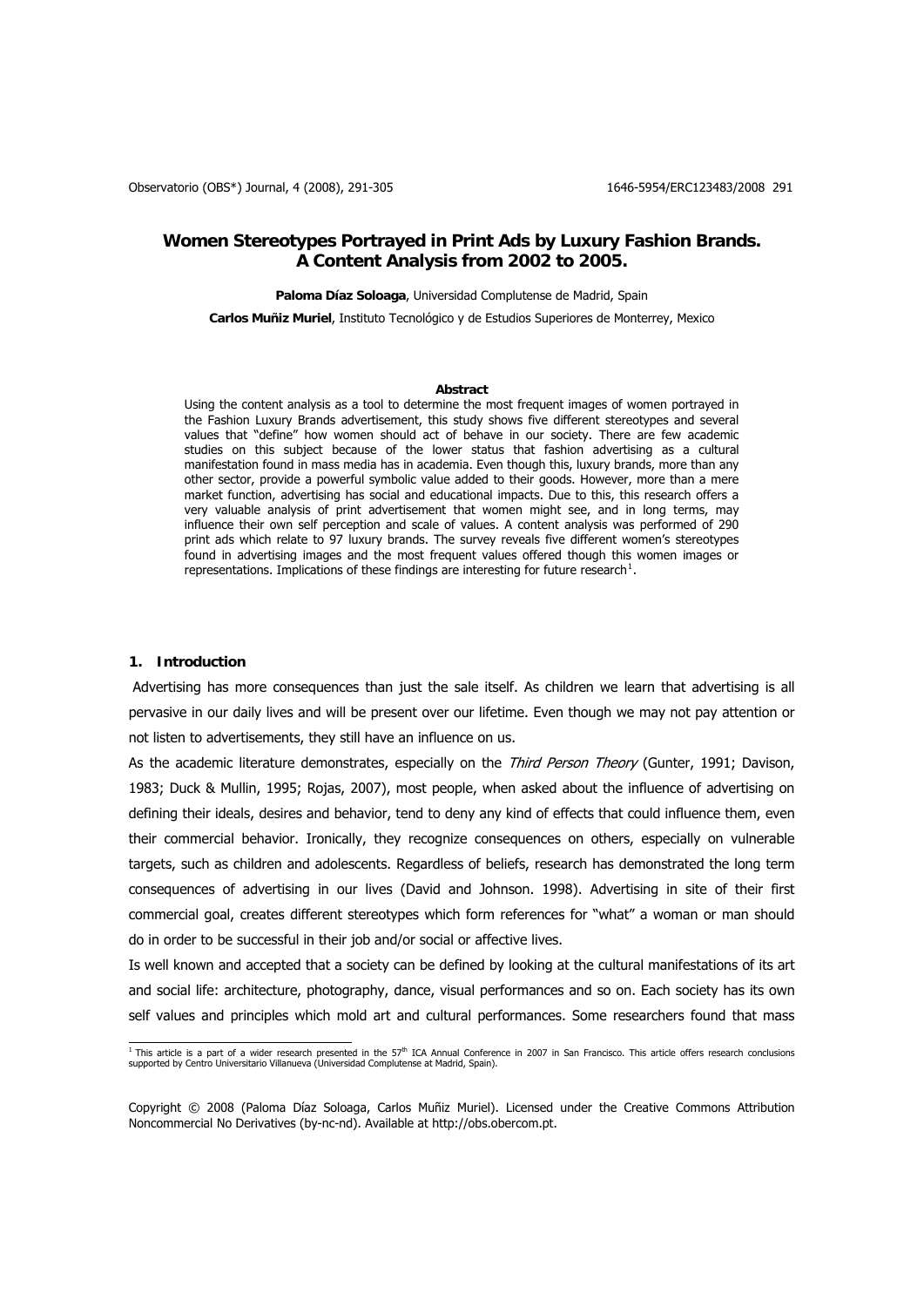# Women Stereotypes Portrayed in Print Ads by Luxury Fashion Brands. A Content Analysis from 2002 to 2005.

**Paloma Díaz Soloaga**, Universidad Complutense de Madrid, Spain

**Carlos Muñiz Muriel**, Instituto Tecnológico y de Estudios Superiores de Monterrey, Mexico

**Abstract**

Using the content analysis as a tool to determine the most frequent images of women portrayed in the Fashion Luxury Brands advertisement, this study shows five different stereotypes and several values that "define" how women should act of behave in our society. There are few academic studies on this subject because of the lower status that fashion advertising as a cultural manifestation found in mass media has in academia. Even though this, luxury brands, more than any other sector, provide a powerful symbolic value added to their goods. However, more than a mere market function, advertising has social and educational impacts. Due to this, this research offers a very valuable analysis of print advertisement that women might see, and in long terms, may influence their own self perception and scale of values. A content analysis was performed of 290 print ads which relate to 97 luxury brands. The survey reveals five different women's stereotypes found in advertising images and the most frequent values offered though this women images or representations. Implications of these findings are interesting for future research[1].

## 1. Introduction

Advertising has more consequences than just the sale itself. As children we learn that advertising is all pervasive in our daily lives and will be present over our lifetime. Even though we may not pay attention or not listen to advertisements, they still have an influence on us.

As the academic literature demonstrates, especially on the *Third Person Theory* (Gunter, 1991; Davison, 1983; Duck & Mullin, 1995; Rojas, 2007), most people, when asked about the influence of advertising on defining their ideals, desires and behavior, tend to deny any kind of effects that could influence them, even their commercial behavior. Ironically, they recognize consequences on others, especially on vulnerable targets, such as children and adolescents. Regardless of beliefs, research has demonstrated the long term consequences of advertising in our lives (David and Johnson. 1998). Advertising in site of their first commercial goal, creates different stereotypes which form references for "what" a woman or man should do in order to be successful in their job and/or social or affective lives.

Is well known and accepted that a society can be defined by looking at the cultural manifestations of its art and social life: architecture, photography, dance, visual performances and so on. Each society has its own self values and principles which mold art and cultural performances. Some researchers found that mass

[1] This article is a part of a wider research presented in the 57th ICA Annual Conference in 2007 in San Francisco. This article offers research conclusions supported by Centro Universitario Villanueva (Universidad Complutense at Madrid, Spain).

Copyright © 2008 (Paloma Díaz Soloaga, Carlos Muñiz Muriel). Licensed under the Creative Commons Attribution Noncommercial No Derivatives (by-nc-nd). Available at http://obs.obercom.pt.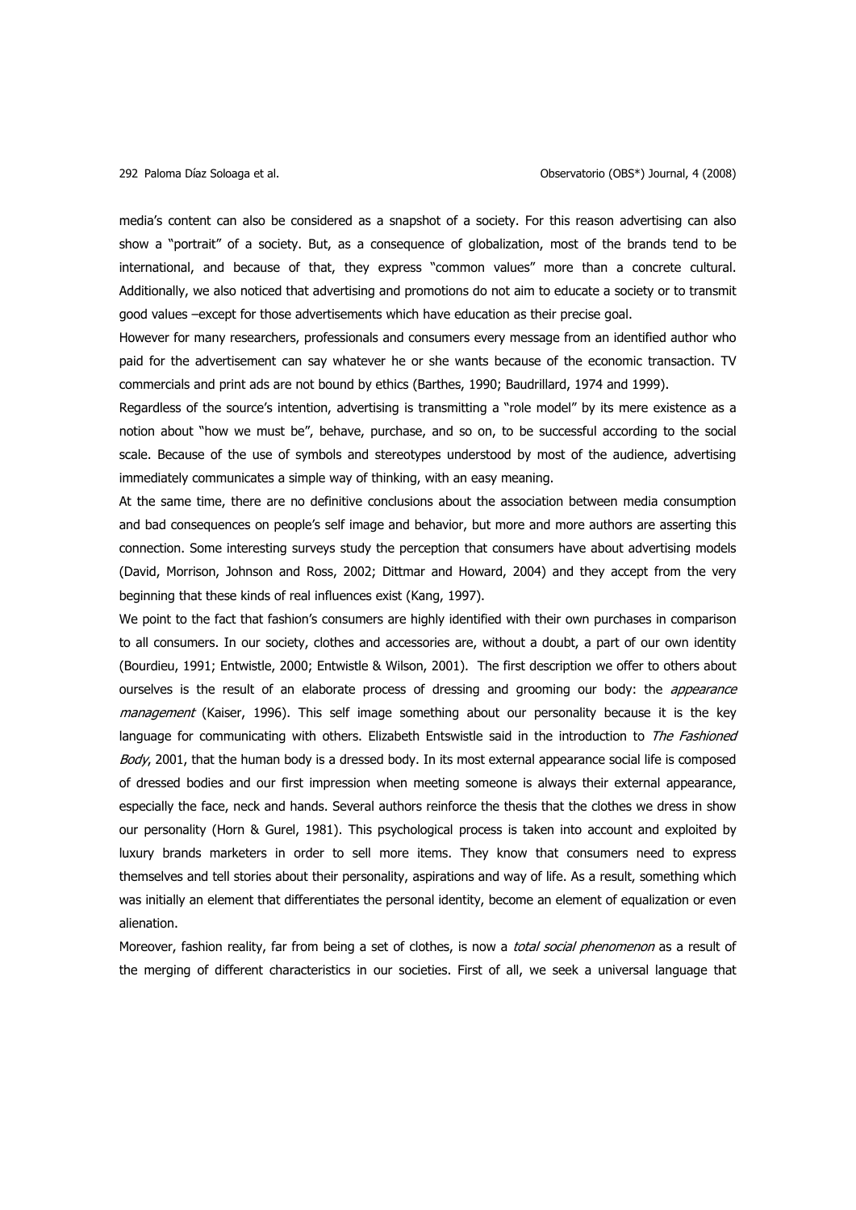media's content can also be considered as a snapshot of a society. For this reason advertising can also show a "portrait" of a society. But, as a consequence of globalization, most of the brands tend to be international, and because of that, they express "common values" more than a concrete cultural. Additionally, we also noticed that advertising and promotions do not aim to educate a society or to transmit good values –except for those advertisements which have education as their precise goal.

However for many researchers, professionals and consumers every message from an identified author who paid for the advertisement can say whatever he or she wants because of the economic transaction. TV commercials and print ads are not bound by ethics (Barthes, 1990; Baudrillard, 1974 and 1999).

Regardless of the source's intention, advertising is transmitting a "role model" by its mere existence as a notion about "how we must be", behave, purchase, and so on, to be successful according to the social scale. Because of the use of symbols and stereotypes understood by most of the audience, advertising immediately communicates a simple way of thinking, with an easy meaning.

At the same time, there are no definitive conclusions about the association between media consumption and bad consequences on people's self image and behavior, but more and more authors are asserting this connection. Some interesting surveys study the perception that consumers have about advertising models (David, Morrison, Johnson and Ross, 2002; Dittmar and Howard, 2004) and they accept from the very beginning that these kinds of real influences exist (Kang, 1997).

We point to the fact that fashion's consumers are highly identified with their own purchases in comparison to all consumers. In our society, clothes and accessories are, without a doubt, a part of our own identity (Bourdieu, 1991; Entwistle, 2000; Entwistle & Wilson, 2001). The first description we offer to others about ourselves is the result of an elaborate process of dressing and grooming our body: the *appearance management* (Kaiser, 1996). This self image something about our personality because it is the key language for communicating with others. Elizabeth Entswistle said in the introduction to *The Fashioned Body*, 2001, that the human body is a dressed body. In its most external appearance social life is composed of dressed bodies and our first impression when meeting someone is always their external appearance, especially the face, neck and hands. Several authors reinforce the thesis that the clothes we dress in show our personality (Horn & Gurel, 1981). This psychological process is taken into account and exploited by luxury brands marketers in order to sell more items. They know that consumers need to express themselves and tell stories about their personality, aspirations and way of life. As a result, something which was initially an element that differentiates the personal identity, become an element of equalization or even alienation.

Moreover, fashion reality, far from being a set of clothes, is now a *total social phenomenon* as a result of the merging of different characteristics in our societies. First of all, we seek a universal language that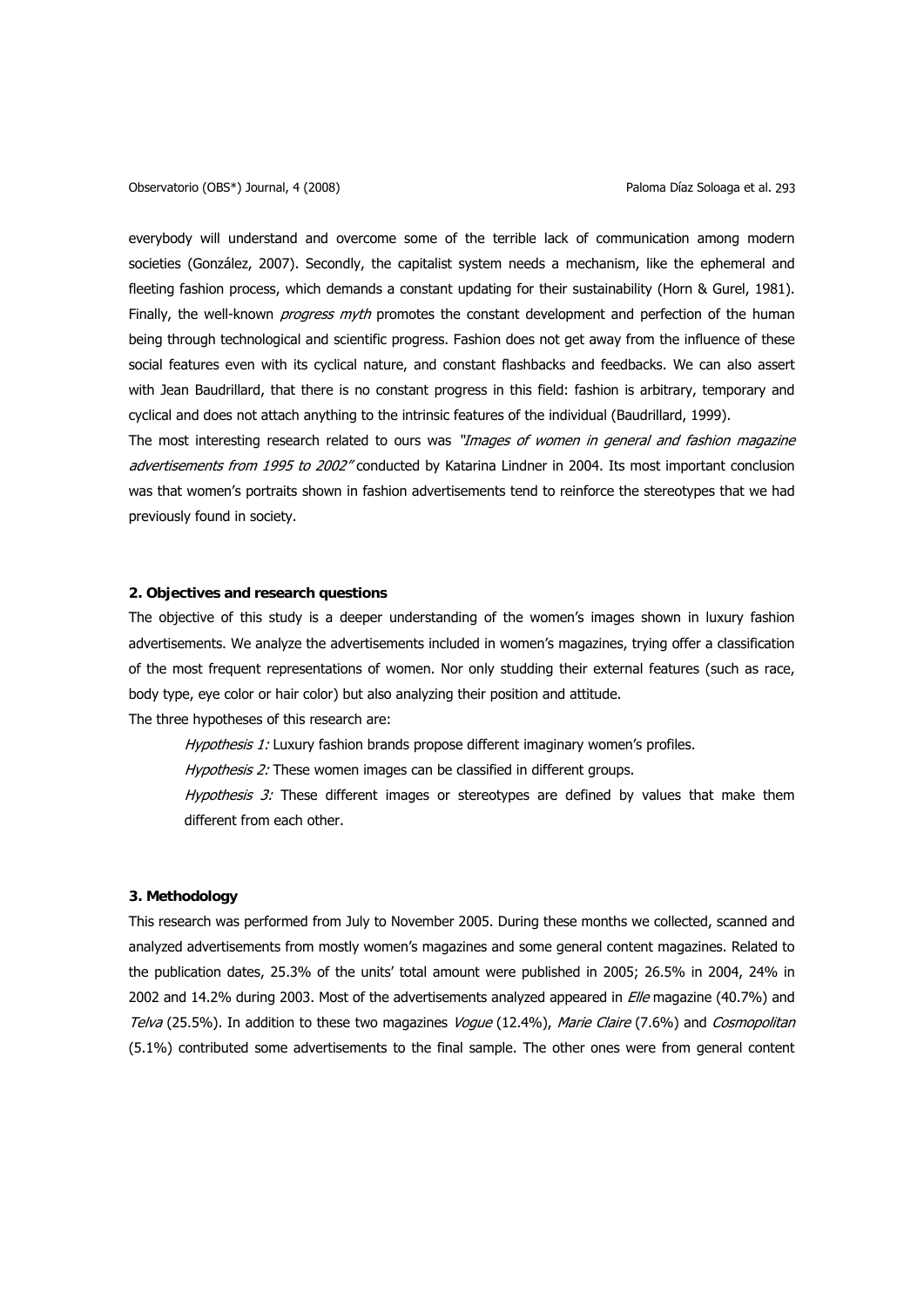everybody will understand and overcome some of the terrible lack of communication among modern societies (González, 2007). Secondly, the capitalist system needs a mechanism, like the ephemeral and fleeting fashion process, which demands a constant updating for their sustainability (Horn & Gurel, 1981). Finally, the well-known *progress myth* promotes the constant development and perfection of the human being through technological and scientific progress. Fashion does not get away from the influence of these social features even with its cyclical nature, and constant flashbacks and feedbacks. We can also assert with Jean Baudrillard, that there is no constant progress in this field: fashion is arbitrary, temporary and cyclical and does not attach anything to the intrinsic features of the individual (Baudrillard, 1999).

The most interesting research related to ours was *"Images of women in general and fashion magazine advertisements from 1995 to 2002"* conducted by Katarina Lindner in 2004. Its most important conclusion was that women's portraits shown in fashion advertisements tend to reinforce the stereotypes that we had previously found in society.

## 2. Objectives and research questions

The objective of this study is a deeper understanding of the women's images shown in luxury fashion advertisements. We analyze the advertisements included in women's magazines, trying offer a classification of the most frequent representations of women. Nor only studding their external features (such as race, body type, eye color or hair color) but also analyzing their position and attitude.

The three hypotheses of this research are:

> *Hypothesis 1:* Luxury fashion brands propose different imaginary women's profiles.
>
> *Hypothesis 2:* These women images can be classified in different groups.
>
> *Hypothesis 3:* These different images or stereotypes are defined by values that make them different from each other.

## 3. Methodology

This research was performed from July to November 2005. During these months we collected, scanned and analyzed advertisements from mostly women's magazines and some general content magazines. Related to the publication dates, 25.3% of the units' total amount were published in 2005; 26.5% in 2004, 24% in 2002 and 14.2% during 2003. Most of the advertisements analyzed appeared in *Elle* magazine (40.7%) and *Telva* (25.5%). In addition to these two magazines *Vogue* (12.4%), *Marie Claire* (7.6%) and *Cosmopolitan* (5.1%) contributed some advertisements to the final sample. The other ones were from general content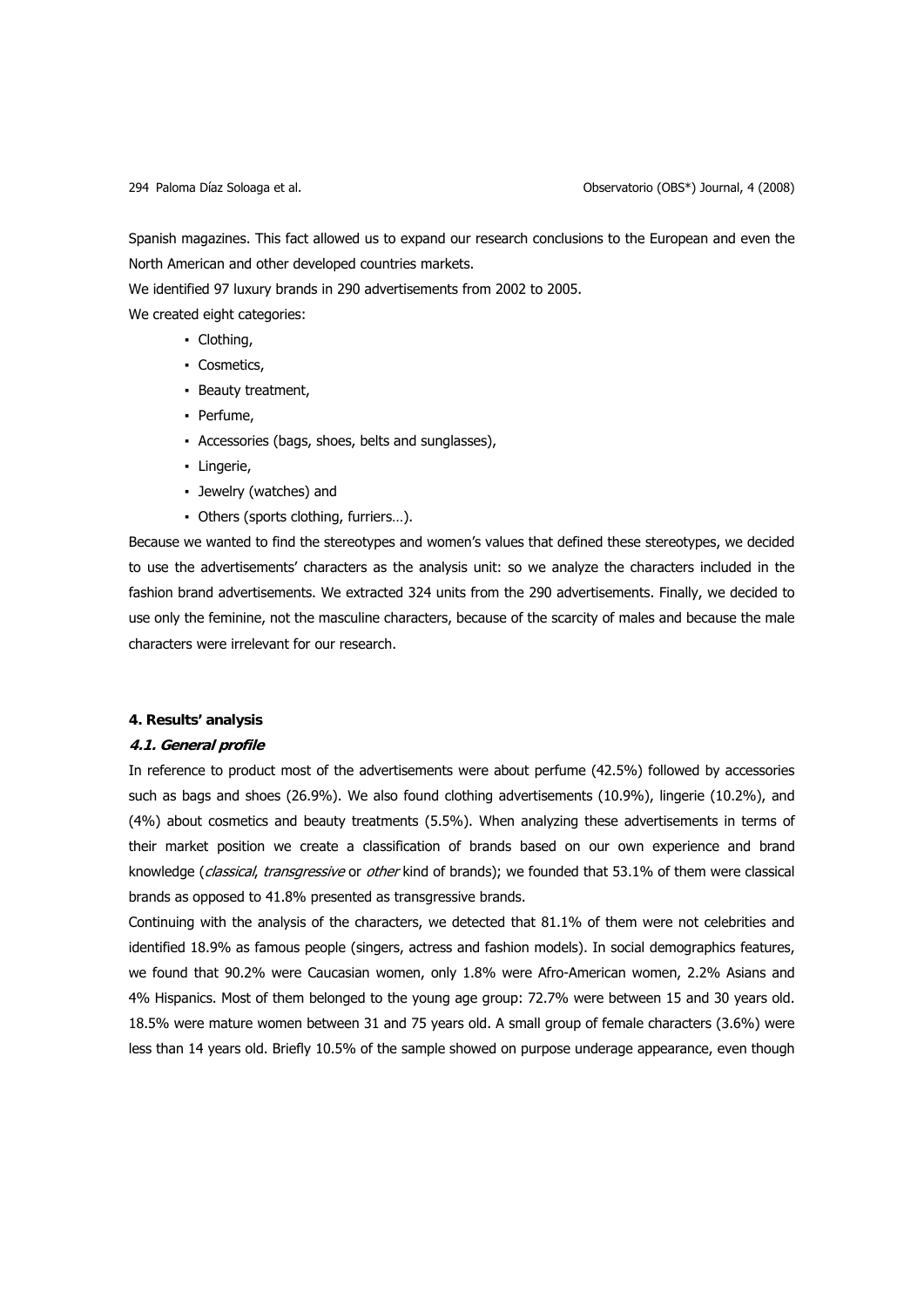Spanish magazines. This fact allowed us to expand our research conclusions to the European and even the North American and other developed countries markets.

We identified 97 luxury brands in 290 advertisements from 2002 to 2005.

We created eight categories:

- Clothing,
- Cosmetics,
- Beauty treatment,
- Perfume,
- Accessories (bags, shoes, belts and sunglasses),
- Lingerie,
- Jewelry (watches) and
- Others (sports clothing, furriers…).

Because we wanted to find the stereotypes and women's values that defined these stereotypes, we decided to use the advertisements' characters as the analysis unit: so we analyze the characters included in the fashion brand advertisements. We extracted 324 units from the 290 advertisements. Finally, we decided to use only the feminine, not the masculine characters, because of the scarcity of males and because the male characters were irrelevant for our research.

## 4. Results' analysis

### *4.1. General profile*

In reference to product most of the advertisements were about perfume (42.5%) followed by accessories such as bags and shoes (26.9%). We also found clothing advertisements (10.9%), lingerie (10.2%), and (4%) about cosmetics and beauty treatments (5.5%). When analyzing these advertisements in terms of their market position we create a classification of brands based on our own experience and brand knowledge (*classical*, *transgressive* or *other* kind of brands); we founded that 53.1% of them were classical brands as opposed to 41.8% presented as transgressive brands.

Continuing with the analysis of the characters, we detected that 81.1% of them were not celebrities and identified 18.9% as famous people (singers, actress and fashion models). In social demographics features, we found that 90.2% were Caucasian women, only 1.8% were Afro-American women, 2.2% Asians and 4% Hispanics. Most of them belonged to the young age group: 72.7% were between 15 and 30 years old. 18.5% were mature women between 31 and 75 years old. A small group of female characters (3.6%) were less than 14 years old. Briefly 10.5% of the sample showed on purpose underage appearance, even though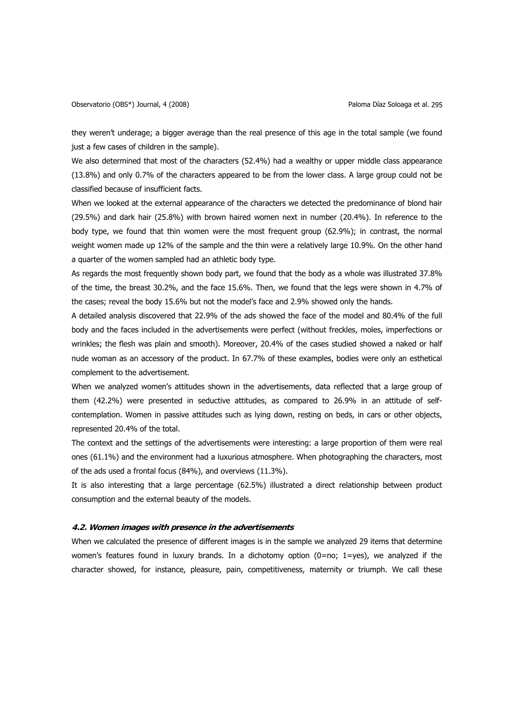they weren't underage; a bigger average than the real presence of this age in the total sample (we found just a few cases of children in the sample).

We also determined that most of the characters (52.4%) had a wealthy or upper middle class appearance (13.8%) and only 0.7% of the characters appeared to be from the lower class. A large group could not be classified because of insufficient facts.

When we looked at the external appearance of the characters we detected the predominance of blond hair (29.5%) and dark hair (25.8%) with brown haired women next in number (20.4%). In reference to the body type, we found that thin women were the most frequent group (62.9%); in contrast, the normal weight women made up 12% of the sample and the thin were a relatively large 10.9%. On the other hand a quarter of the women sampled had an athletic body type.

As regards the most frequently shown body part, we found that the body as a whole was illustrated 37.8% of the time, the breast 30.2%, and the face 15.6%. Then, we found that the legs were shown in 4.7% of the cases; reveal the body 15.6% but not the model's face and 2.9% showed only the hands.

A detailed analysis discovered that 22.9% of the ads showed the face of the model and 80.4% of the full body and the faces included in the advertisements were perfect (without freckles, moles, imperfections or wrinkles; the flesh was plain and smooth). Moreover, 20.4% of the cases studied showed a naked or half nude woman as an accessory of the product. In 67.7% of these examples, bodies were only an esthetical complement to the advertisement.

When we analyzed women's attitudes shown in the advertisements, data reflected that a large group of them (42.2%) were presented in seductive attitudes, as compared to 26.9% in an attitude of self-contemplation. Women in passive attitudes such as lying down, resting on beds, in cars or other objects, represented 20.4% of the total.

The context and the settings of the advertisements were interesting: a large proportion of them were real ones (61.1%) and the environment had a luxurious atmosphere. When photographing the characters, most of the ads used a frontal focus (84%), and overviews (11.3%).

It is also interesting that a large percentage (62.5%) illustrated a direct relationship between product consumption and the external beauty of the models.

#### *4.2. Women images with presence in the advertisements*

When we calculated the presence of different images is in the sample we analyzed 29 items that determine women's features found in luxury brands. In a dichotomy option (0=no; 1=yes), we analyzed if the character showed, for instance, pleasure, pain, competitiveness, maternity or triumph. We call these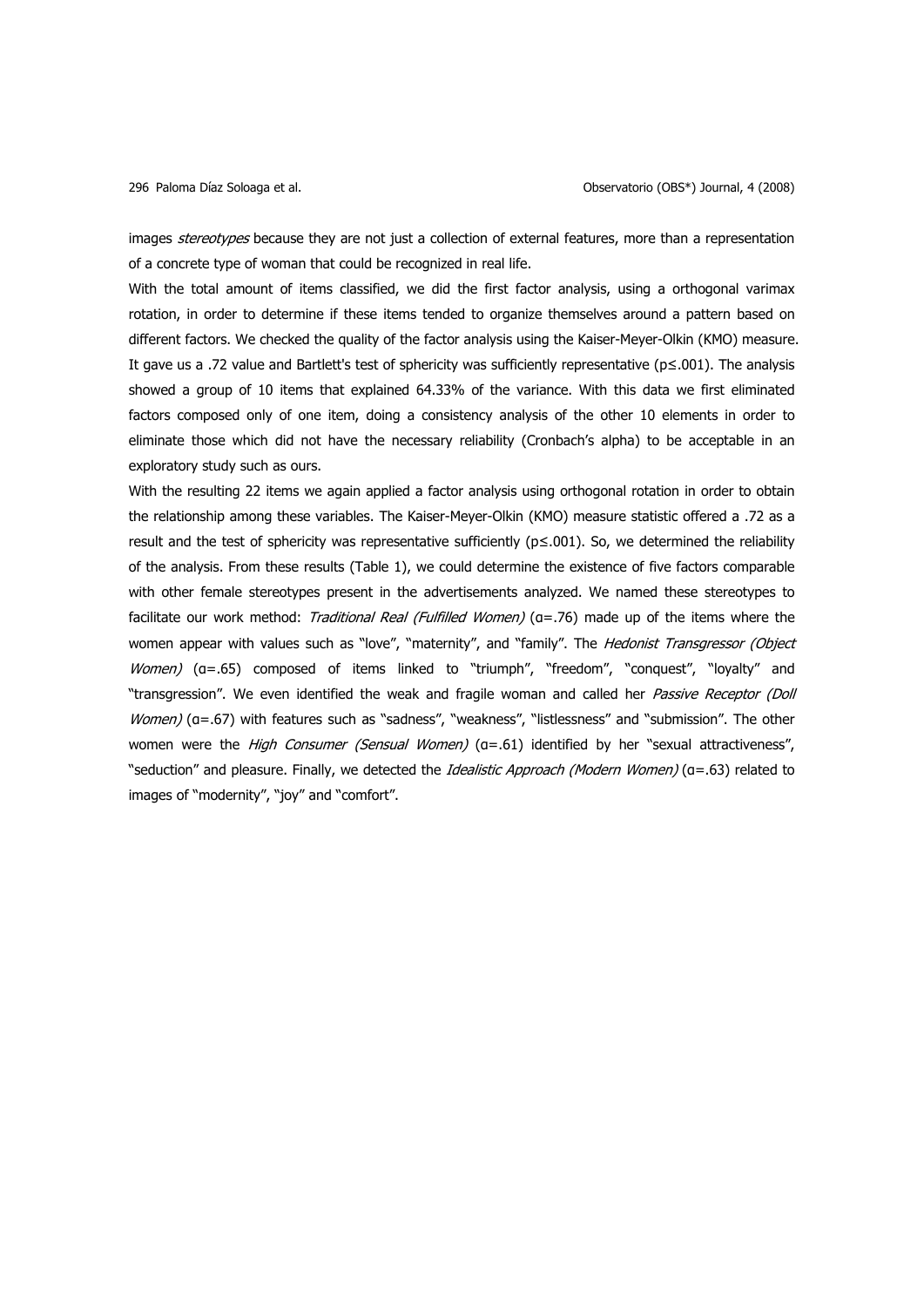images *stereotypes* because they are not just a collection of external features, more than a representation of a concrete type of woman that could be recognized in real life.

With the total amount of items classified, we did the first factor analysis, using a orthogonal varimax rotation, in order to determine if these items tended to organize themselves around a pattern based on different factors. We checked the quality of the factor analysis using the Kaiser-Meyer-Olkin (KMO) measure. It gave us a .72 value and Bartlett's test of sphericity was sufficiently representative ($p \leq .001$). The analysis showed a group of 10 items that explained 64.33% of the variance. With this data we first eliminated factors composed only of one item, doing a consistency analysis of the other 10 elements in order to eliminate those which did not have the necessary reliability (Cronbach's alpha) to be acceptable in an exploratory study such as ours.

With the resulting 22 items we again applied a factor analysis using orthogonal rotation in order to obtain the relationship among these variables. The Kaiser-Meyer-Olkin (KMO) measure statistic offered a .72 as a result and the test of sphericity was representative sufficiently ($p \leq .001$). So, we determined the reliability of the analysis. From these results (Table 1), we could determine the existence of five factors comparable with other female stereotypes present in the advertisements analyzed. We named these stereotypes to facilitate our work method: *Traditional Real (Fulfilled Women)* ($\alpha = .76$) made up of the items where the women appear with values such as "love", "maternity", and "family". The *Hedonist Transgressor (Object Women)* ($\alpha = .65$) composed of items linked to "triumph", "freedom", "conquest", "loyalty" and "transgression". We even identified the weak and fragile woman and called her *Passive Receptor (Doll Women)* ($\alpha = .67$) with features such as "sadness", "weakness", "listlessness" and "submission". The other women were the *High Consumer (Sensual Women)* ($\alpha = .61$) identified by her "sexual attractiveness", "seduction" and pleasure. Finally, we detected the *Idealistic Approach (Modern Women)* ($\alpha = .63$) related to images of "modernity", "joy" and "comfort".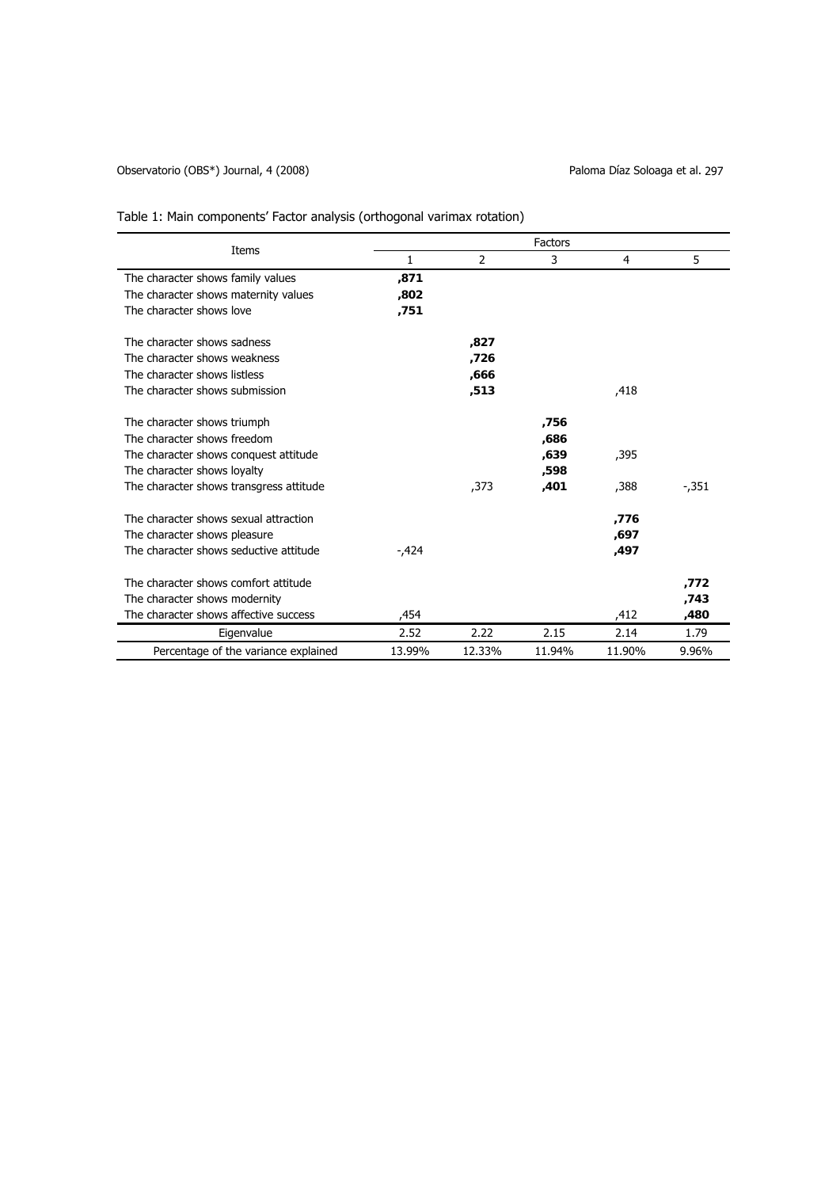Table 1: Main components' Factor analysis (orthogonal varimax rotation)

| Items | Factors | | | | |
|---|---|---|---|---|---|
| | 1 | 2 | 3 | 4 | 5 |
| The character shows family values | **,871** | | | | |
| The character shows maternity values | **,802** | | | | |
| The character shows love | **,751** | | | | |
| The character shows sadness | | **,827** | | | |
| The character shows weakness | | **,726** | | | |
| The character shows listless | | **,666** | | | |
| The character shows submission | | **,513** | | ,418 | |
| The character shows triumph | | | **,756** | | |
| The character shows freedom | | | **,686** | | |
| The character shows conquest attitude | | | **,639** | ,395 | |
| The character shows loyalty | | | **,598** | | |
| The character shows transgress attitude | | ,373 | **,401** | ,388 | -,351 |
| The character shows sexual attraction | | | | **,776** | |
| The character shows pleasure | | | | **,697** | |
| The character shows seductive attitude | -,424 | | | **,497** | |
| The character shows comfort attitude | | | | | **,772** |
| The character shows modernity | | | | | **,743** |
| The character shows affective success | ,454 | | | ,412 | **,480** |
| Eigenvalue | 2.52 | 2.22 | 2.15 | 2.14 | 1.79 |
| Percentage of the variance explained | 13.99% | 12.33% | 11.94% | 11.90% | 9.96% |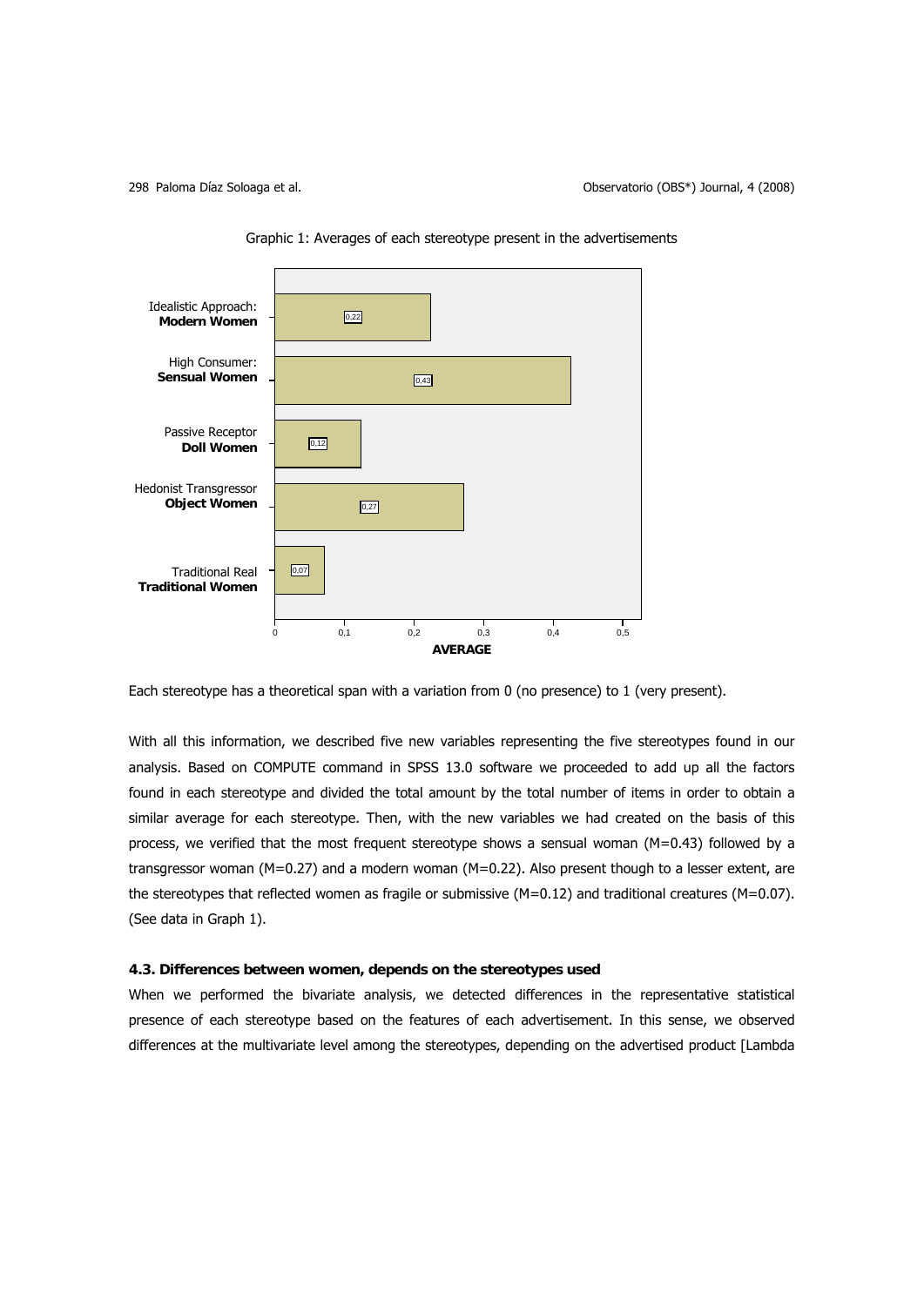Graphic 1: Averages of each stereotype present in the advertisements

| Stereotype | Average |
| --- | --- |
| Idealistic Approach: **Modern Women** | 0,22 |
| High Consumer: **Sensual Women** | 0,43 |
| Passive Receptor **Doll Women** | 0,12 |
| Hedonist Transgressor **Object Women** | 0,27 |
| Traditional Real **Traditional Women** | 0,07 |

Each stereotype has a theoretical span with a variation from 0 (no presence) to 1 (very present).

With all this information, we described five new variables representing the five stereotypes found in our analysis. Based on COMPUTE command in SPSS 13.0 software we proceeded to add up all the factors found in each stereotype and divided the total amount by the total number of items in order to obtain a similar average for each stereotype. Then, with the new variables we had created on the basis of this process, we verified that the most frequent stereotype shows a sensual woman (M=0.43) followed by a transgressor woman (M=0.27) and a modern woman (M=0.22). Also present though to a lesser extent, are the stereotypes that reflected women as fragile or submissive (M=0.12) and traditional creatures (M=0.07). (See data in Graph 1).

#### 4.3. Differences between women, depends on the stereotypes used

When we performed the bivariate analysis, we detected differences in the representative statistical presence of each stereotype based on the features of each advertisement. In this sense, we observed differences at the multivariate level among the stereotypes, depending on the advertised product [Lambda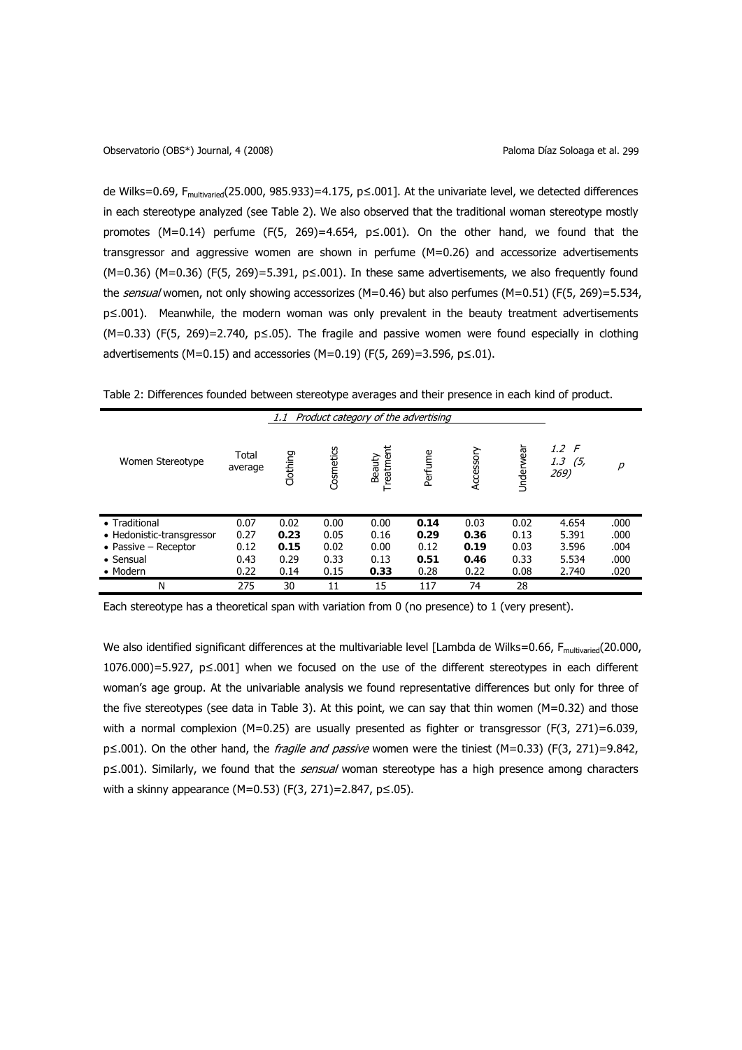de Wilks=0.69, $F_{multivaried}$(25.000, 985.933)=4.175, p≤.001]. At the univariate level, we detected differences in each stereotype analyzed (see Table 2). We also observed that the traditional woman stereotype mostly promotes (M=0.14) perfume (F(5, 269)=4.654, p≤.001). On the other hand, we found that the transgressor and aggressive women are shown in perfume (M=0.26) and accessorize advertisements (M=0.36) (M=0.36) (F(5, 269)=5.391, p≤.001). In these same advertisements, we also frequently found the *sensual* women, not only showing accessorizes (M=0.46) but also perfumes (M=0.51) (F(5, 269)=5.534, p≤.001). Meanwhile, the modern woman was only prevalent in the beauty treatment advertisements (M=0.33) (F(5, 269)=2.740, p≤.05). The fragile and passive women were found especially in clothing advertisements (M=0.15) and accessories (M=0.19) (F(5, 269)=3.596, p≤.01).

Table 2: Differences founded between stereotype averages and their presence in each kind of product.

| | | *1.1 Product category of the advertising* | | | | | | | |
|---|---|---|---|---|---|---|---|---|---|
| Women Stereotype | Total average | Clothing | Cosmetics | Beauty Treatment | Perfume | Accessory | Underwear | *1.2 F 1.3 (5, 269)* | *p* |
| • Traditional | 0.07 | 0.02 | 0.00 | 0.00 | **0.14** | 0.03 | 0.02 | 4.654 | .000 |
| • Hedonistic-transgressor | 0.27 | **0.23** | 0.05 | 0.16 | **0.29** | **0.36** | 0.13 | 5.391 | .000 |
| • Passive – Receptor | 0.12 | **0.15** | 0.02 | 0.00 | 0.12 | **0.19** | 0.03 | 3.596 | .004 |
| • Sensual | 0.43 | 0.29 | 0.33 | 0.13 | **0.51** | **0.46** | 0.33 | 5.534 | .000 |
| • Modern | 0.22 | 0.14 | 0.15 | **0.33** | 0.28 | 0.22 | 0.08 | 2.740 | .020 |
| N | 275 | 30 | 11 | 15 | 117 | 74 | 28 | | |

Each stereotype has a theoretical span with variation from 0 (no presence) to 1 (very present).

We also identified significant differences at the multivariable level [Lambda de Wilks=0.66, $F_{multivaried}$(20.000, 1076.000)=5.927, p≤.001] when we focused on the use of the different stereotypes in each different woman's age group. At the univariable analysis we found representative differences but only for three of the five stereotypes (see data in Table 3). At this point, we can say that thin women (M=0.32) and those with a normal complexion (M=0.25) are usually presented as fighter or transgressor (F(3, 271)=6.039, p≤.001). On the other hand, the *fragile and passive* women were the tiniest (M=0.33) (F(3, 271)=9.842, p≤.001). Similarly, we found that the *sensual* woman stereotype has a high presence among characters with a skinny appearance (M=0.53) (F(3, 271)=2.847, p≤.05).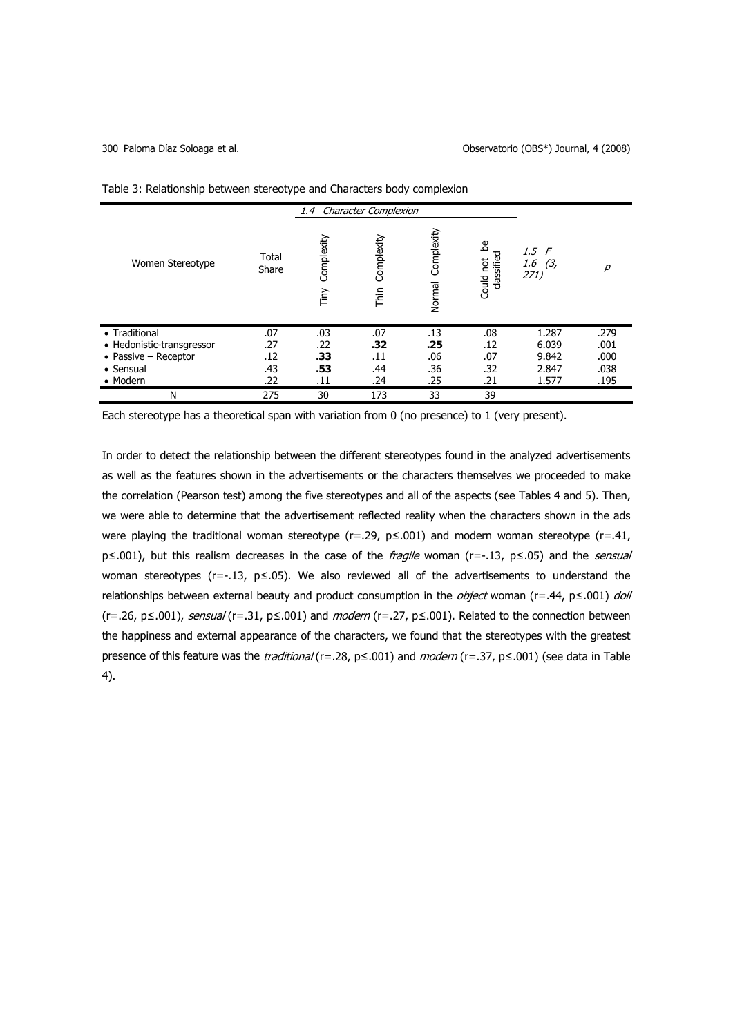Table 3: Relationship between stereotype and Characters body complexion

| Women Stereotype | Total Share | 1.4 Character Complexion | | | | 1.5 F 1.6 (3, 271) | p |
|---|---|---|---|---|---|---|---|
| | | Tiny Complexity | Thin Complexity | Normal Complexity | Could not be classified | | |
| • Traditional | .07 | .03 | .07 | .13 | .08 | 1.287 | .279 |
| • Hedonistic-transgressor | .27 | .22 | **.32** | **.25** | .12 | 6.039 | .001 |
| • Passive – Receptor | .12 | **.33** | .11 | .06 | .07 | 9.842 | .000 |
| • Sensual | .43 | **.53** | .44 | .36 | .32 | 2.847 | .038 |
| • Modern | .22 | .11 | .24 | .25 | .21 | 1.577 | .195 |
| N | 275 | 30 | 173 | 33 | 39 | | |

Each stereotype has a theoretical span with variation from 0 (no presence) to 1 (very present).

In order to detect the relationship between the different stereotypes found in the analyzed advertisements as well as the features shown in the advertisements or the characters themselves we proceeded to make the correlation (Pearson test) among the five stereotypes and all of the aspects (see Tables 4 and 5). Then, we were able to determine that the advertisement reflected reality when the characters shown in the ads were playing the traditional woman stereotype ($r=.29$, $p \leq .001$) and modern woman stereotype ($r=.41$, $p \leq .001$), but this realism decreases in the case of the *fragile* woman ($r=-.13$, $p \leq .05$) and the *sensual* woman stereotypes ($r=-.13$, $p \leq .05$). We also reviewed all of the advertisements to understand the relationships between external beauty and product consumption in the *object* woman ($r=.44$, $p \leq .001$) *doll* ($r=.26$, $p \leq .001$), *sensual* ($r=.31$, $p \leq .001$) and *modern* ($r=.27$, $p \leq .001$). Related to the connection between the happiness and external appearance of the characters, we found that the stereotypes with the greatest presence of this feature was the *traditional* ($r=.28$, $p \leq .001$) and *modern* ($r=.37$, $p \leq .001$) (see data in Table 4).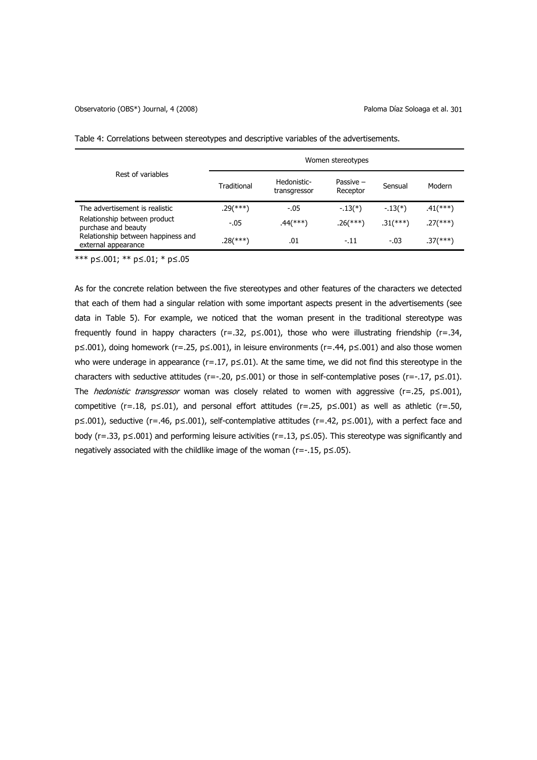Table 4: Correlations between stereotypes and descriptive variables of the advertisements.

| Rest of variables | Women stereotypes | | | | |
|---|---|---|---|---|---|
| | Traditional | Hedonistic-transgressor | Passive – Receptor | Sensual | Modern |
| The advertisement is realistic | .29(***) | -.05 | -.13(*) | -.13(*) | .41(***) |
| Relationship between product purchase and beauty | -.05 | .44(***) | .26(***) | .31(***) | .27(***) |
| Relationship between happiness and external appearance | .28(***) | .01 | -.11 | -.03 | .37(***) |

*** $p \leq .001$; ** $p \leq .01$; * $p \leq .05$

As for the concrete relation between the five stereotypes and other features of the characters we detected that each of them had a singular relation with some important aspects present in the advertisements (see data in Table 5). For example, we noticed that the woman present in the traditional stereotype was frequently found in happy characters ($r=.32$, $p \leq .001$), those who were illustrating friendship ($r=.34$, $p \leq .001$), doing homework ($r=.25$, $p \leq .001$), in leisure environments ($r=.44$, $p \leq .001$) and also those women who were underage in appearance ($r=.17$, $p \leq .01$). At the same time, we did not find this stereotype in the characters with seductive attitudes ($r=-.20$, $p \leq .001$) or those in self-contemplative poses ($r=-.17$, $p \leq .01$). The *hedonistic transgressor* woman was closely related to women with aggressive ($r=.25$, $p \leq .001$), competitive ($r=.18$, $p \leq .01$), and personal effort attitudes ($r=.25$, $p \leq .001$) as well as athletic ($r=.50$, $p \leq .001$), seductive ($r=.46$, $p \leq .001$), self-contemplative attitudes ($r=.42$, $p \leq .001$), with a perfect face and body ($r=.33$, $p \leq .001$) and performing leisure activities ($r=.13$, $p \leq .05$). This stereotype was significantly and negatively associated with the childlike image of the woman ($r=-.15$, $p \leq .05$).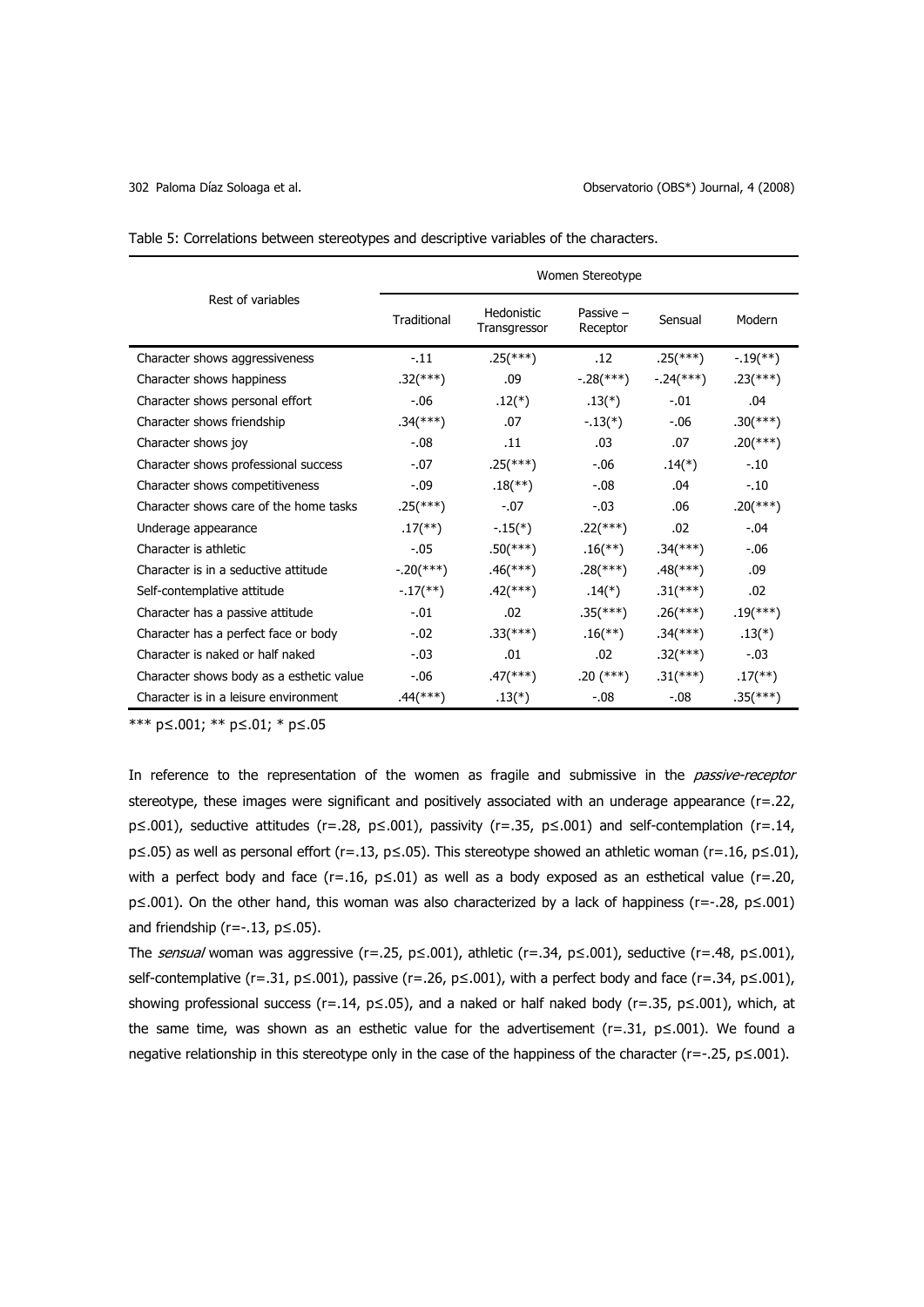Table 5: Correlations between stereotypes and descriptive variables of the characters.

| Rest of variables | Women Stereotype | | | | |
|---|---|---|---|---|---|
| | Traditional | Hedonistic Transgressor | Passive – Receptor | Sensual | Modern |
| Character shows aggressiveness | -.11 | .25(***) | .12 | .25(***) | -.19(**) |
| Character shows happiness | .32(***) | .09 | -.28(***) | -.24(***) | .23(***) |
| Character shows personal effort | -.06 | .12(*) | .13(*) | -.01 | .04 |
| Character shows friendship | .34(***) | .07 | -.13(*) | -.06 | .30(***) |
| Character shows joy | -.08 | .11 | .03 | .07 | .20(***) |
| Character shows professional success | -.07 | .25(***) | -.06 | .14(*) | -.10 |
| Character shows competitiveness | -.09 | .18(**) | -.08 | .04 | -.10 |
| Character shows care of the home tasks | .25(***) | -.07 | -.03 | .06 | .20(***) |
| Underage appearance | .17(**) | -.15(*) | .22(***) | .02 | -.04 |
| Character is athletic | -.05 | .50(***) | .16(**) | .34(***) | -.06 |
| Character is in a seductive attitude | -.20(***) | .46(***) | .28(***) | .48(***) | .09 |
| Self-contemplative attitude | -.17(**) | .42(***) | .14(*) | .31(***) | .02 |
| Character has a passive attitude | -.01 | .02 | .35(***) | .26(***) | .19(***) |
| Character has a perfect face or body | -.02 | .33(***) | .16(**) | .34(***) | .13(*) |
| Character is naked or half naked | -.03 | .01 | .02 | .32(***) | -.03 |
| Character shows body as a esthetic value | -.06 | .47(***) | .20 (***) | .31(***) | .17(**) |
| Character is in a leisure environment | .44(***) | .13(*) | -.08 | -.08 | .35(***) |

*** $p \leq .001$; ** $p \leq .01$; * $p \leq .05$

In reference to the representation of the women as fragile and submissive in the *passive-receptor* stereotype, these images were significant and positively associated with an underage appearance (r=.22, p≤.001), seductive attitudes (r=.28, p≤.001), passivity (r=.35, p≤.001) and self-contemplation (r=.14, p≤.05) as well as personal effort (r=.13, p≤.05). This stereotype showed an athletic woman (r=.16, p≤.01), with a perfect body and face (r=.16, p≤.01) as well as a body exposed as an esthetical value (r=.20, p≤.001). On the other hand, this woman was also characterized by a lack of happiness (r=-.28, p≤.001) and friendship (r=-.13, p≤.05).

The *sensual* woman was aggressive (r=.25, p≤.001), athletic (r=.34, p≤.001), seductive (r=.48, p≤.001), self-contemplative (r=.31, p≤.001), passive (r=.26, p≤.001), with a perfect body and face (r=.34, p≤.001), showing professional success (r=.14, p≤.05), and a naked or half naked body (r=.35, p≤.001), which, at the same time, was shown as an esthetic value for the advertisement (r=.31, p≤.001). We found a negative relationship in this stereotype only in the case of the happiness of the character (r=-.25, p≤.001).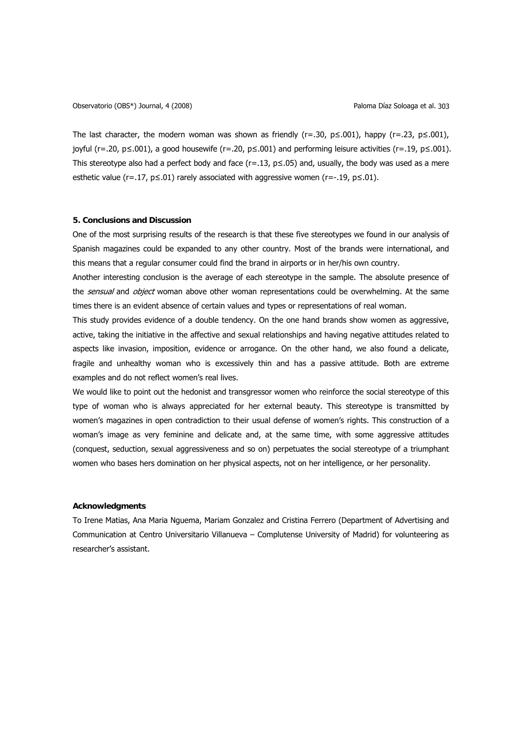The last character, the modern woman was shown as friendly ($r=.30$, $p\leq.001$), happy ($r=.23$, $p\leq.001$), joyful ($r=.20$, $p\leq.001$), a good housewife ($r=.20$, $p\leq.001$) and performing leisure activities ($r=.19$, $p\leq.001$). This stereotype also had a perfect body and face ($r=.13$, $p\leq.05$) and, usually, the body was used as a mere esthetic value ($r=.17$, $p\leq.01$) rarely associated with aggressive women ($r=-.19$, $p\leq.01$).

## 5. Conclusions and Discussion

One of the most surprising results of the research is that these five stereotypes we found in our analysis of Spanish magazines could be expanded to any other country. Most of the brands were international, and this means that a regular consumer could find the brand in airports or in her/his own country.

Another interesting conclusion is the average of each stereotype in the sample. The absolute presence of the *sensual* and *object* woman above other woman representations could be overwhelming. At the same times there is an evident absence of certain values and types or representations of real woman.

This study provides evidence of a double tendency. On the one hand brands show women as aggressive, active, taking the initiative in the affective and sexual relationships and having negative attitudes related to aspects like invasion, imposition, evidence or arrogance. On the other hand, we also found a delicate, fragile and unhealthy woman who is excessively thin and has a passive attitude. Both are extreme examples and do not reflect women's real lives.

We would like to point out the hedonist and transgressor women who reinforce the social stereotype of this type of woman who is always appreciated for her external beauty. This stereotype is transmitted by women's magazines in open contradiction to their usual defense of women's rights. This construction of a woman's image as very feminine and delicate and, at the same time, with some aggressive attitudes (conquest, seduction, sexual aggressiveness and so on) perpetuates the social stereotype of a triumphant women who bases hers domination on her physical aspects, not on her intelligence, or her personality.

## Acknowledgments

To Irene Matias, Ana Maria Nguema, Mariam Gonzalez and Cristina Ferrero (Department of Advertising and Communication at Centro Universitario Villanueva – Complutense University of Madrid) for volunteering as researcher's assistant.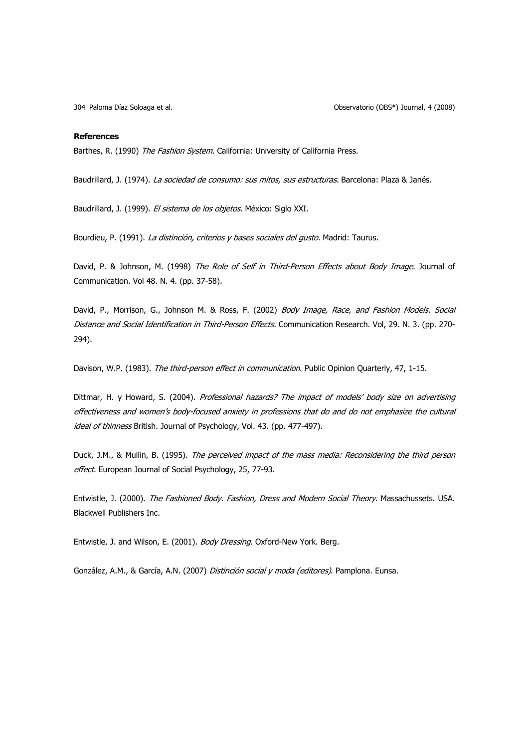**References**

Barthes, R. (1990) *The Fashion System.* California: University of California Press.

Baudrillard, J. (1974). *La sociedad de consumo: sus mitos, sus estructuras.* Barcelona: Plaza & Janés.

Baudrillard, J. (1999). *El sistema de los objetos.* México: Siglo XXI.

Bourdieu, P. (1991). *La distinción, criterios y bases sociales del gusto.* Madrid: Taurus.

David, P. & Johnson, M. (1998) *The Role of Self in Third-Person Effects about Body Image.* Journal of Communication. Vol 48. N. 4. (pp. 37-58).

David, P., Morrison, G., Johnson M. & Ross, F. (2002) *Body Image, Race, and Fashion Models. Social Distance and Social Identification in Third-Person Effects.* Communication Research. Vol, 29. N. 3. (pp. 270-294).

Davison, W.P. (1983). *The third-person effect in communication.* Public Opinion Quarterly, 47, 1-15.

Dittmar, H. y Howard, S. (2004). *Professional hazards? The impact of models' body size on advertising effectiveness and women's body-focused anxiety in professions that do and do not emphasize the cultural ideal of thinness* British. Journal of Psychology, Vol. 43. (pp. 477-497).

Duck, J.M., & Mullin, B. (1995). *The perceived impact of the mass media: Reconsidering the third person effect.* European Journal of Social Psychology, 25, 77-93.

Entwistle, J. (2000). *The Fashioned Body. Fashion, Dress and Modern Social Theory.* Massachussets. USA. Blackwell Publishers Inc.

Entwistle, J. and Wilson, E. (2001). *Body Dressing.* Oxford-New York. Berg.

González, A.M., & García, A.N. (2007) *Distinción social y moda (editores).* Pamplona. Eunsa.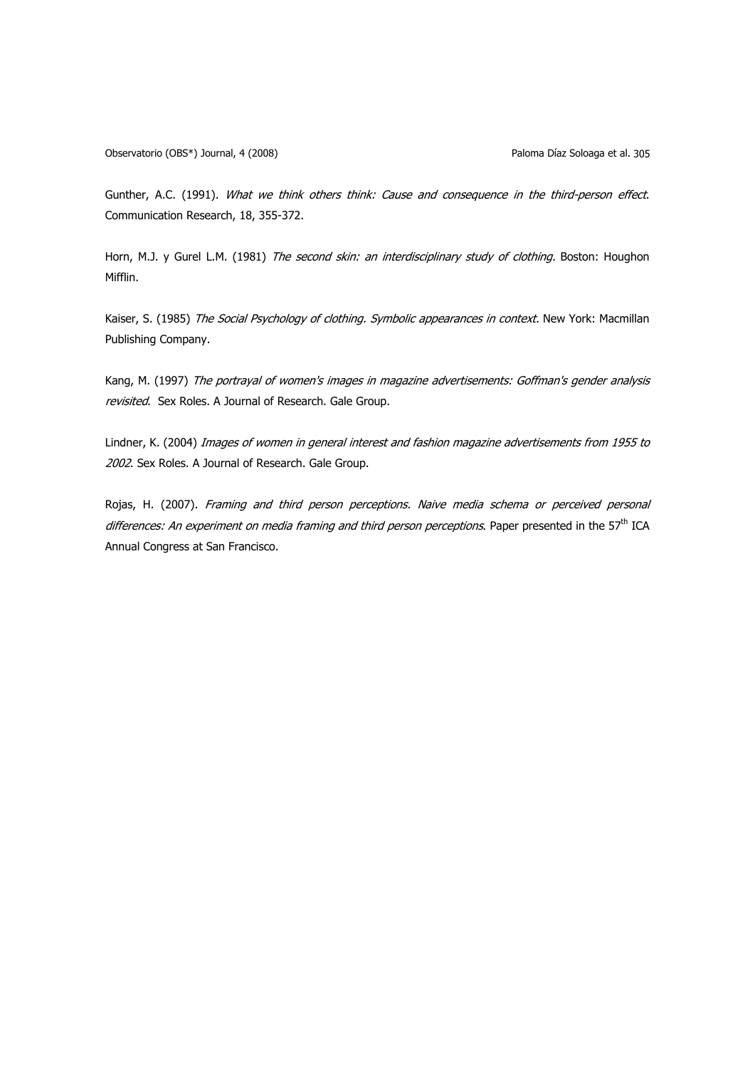Gunther, A.C. (1991). *What we think others think: Cause and consequence in the third-person effect*. Communication Research, 18, 355-372.

Horn, M.J. y Gurel L.M. (1981) *The second skin: an interdisciplinary study of clothing.* Boston: Houghon Mifflin.

Kaiser, S. (1985) *The Social Psychology of clothing. Symbolic appearances in context.* New York: Macmillan Publishing Company.

Kang, M. (1997) *The portrayal of women's images in magazine advertisements: Goffman's gender analysis revisited*. Sex Roles. A Journal of Research. Gale Group.

Lindner, K. (2004) *Images of women in general interest and fashion magazine advertisements from 1955 to 2002*. Sex Roles. A Journal of Research. Gale Group.

Rojas, H. (2007). *Framing and third person perceptions. Naive media schema or perceived personal differences: An experiment on media framing and third person perceptions*. Paper presented in the 57th ICA Annual Congress at San Francisco.